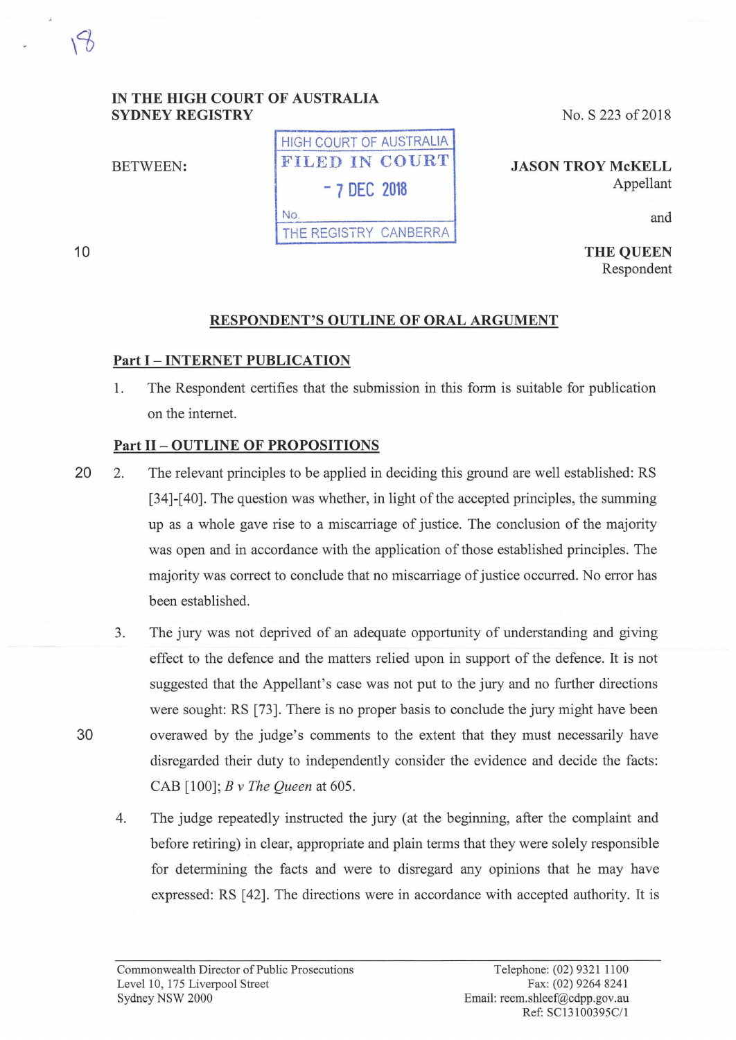IN THE HIGH COURT OF AUSTRALIA
SYDNEY REGISTRY

No. S 223 of 2018

BETWEEN:

HIGH COURT OF AUSTRALIA
FILED IN COURT
- 7 DEC 2018
No.
THE REGISTRY CANBERRA

**JASON TROY McKELL**
Appellant

and

**THE QUEEN**
Respondent

## RESPONDENT'S OUTLINE OF ORAL ARGUMENT

### Part I – INTERNET PUBLICATION

1. The Respondent certifies that the submission in this form is suitable for publication on the internet.

### Part II – OUTLINE OF PROPOSITIONS

2. The relevant principles to be applied in deciding this ground are well established: RS [34]-[40]. The question was whether, in light of the accepted principles, the summing up as a whole gave rise to a miscarriage of justice. The conclusion of the majority was open and in accordance with the application of those established principles. The majority was correct to conclude that no miscarriage of justice occurred. No error has been established.

3. The jury was not deprived of an adequate opportunity of understanding and giving effect to the defence and the matters relied upon in support of the defence. It is not suggested that the Appellant's case was not put to the jury and no further directions were sought: RS [73]. There is no proper basis to conclude the jury might have been overawed by the judge's comments to the extent that they must necessarily have disregarded their duty to independently consider the evidence and decide the facts: CAB [100]; *B v The Queen* at 605.

4. The judge repeatedly instructed the jury (at the beginning, after the complaint and before retiring) in clear, appropriate and plain terms that they were solely responsible for determining the facts and were to disregard any opinions that he may have expressed: RS [42]. The directions were in accordance with accepted authority. It is

Commonwealth Director of Public Prosecutions
Level 10, 175 Liverpool Street
Sydney NSW 2000

Telephone: (02) 9321 1100
Fax: (02) 9264 8241
Email: reem.shleef@cdpp.gov.au
Ref: SC13100395C/1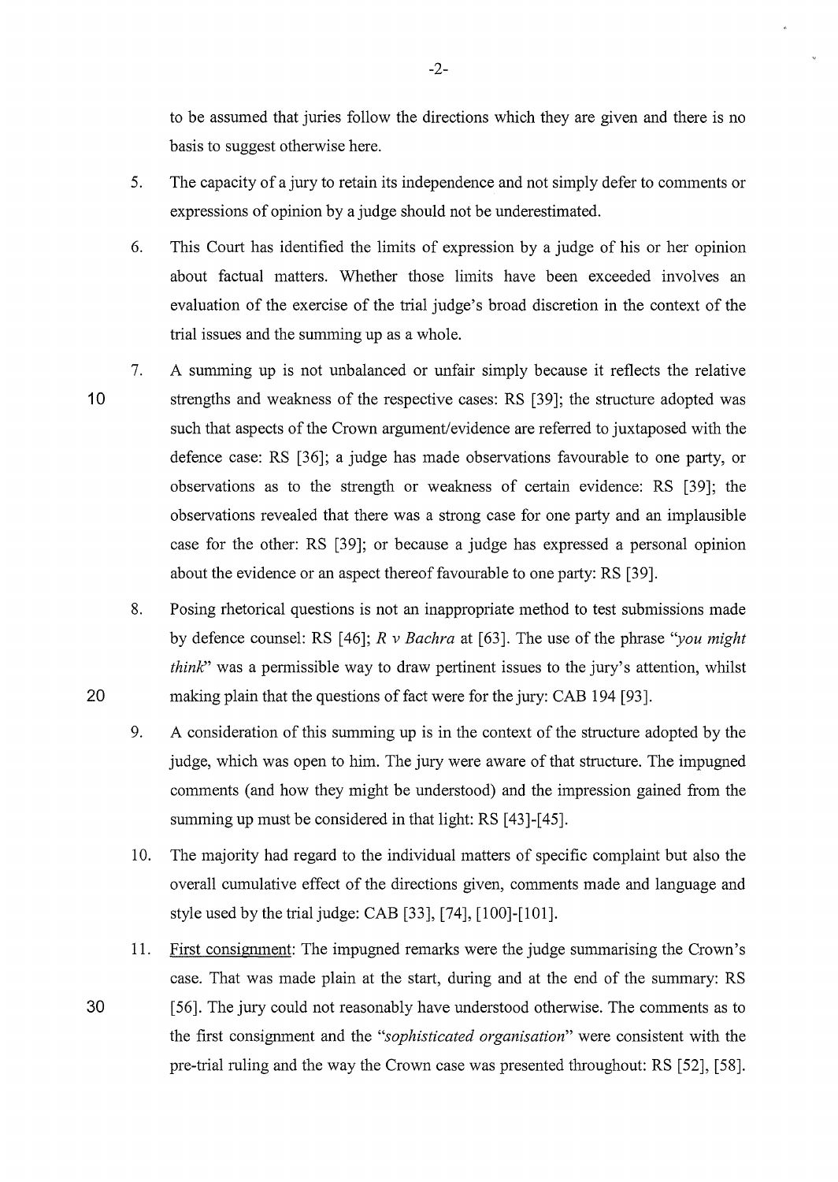to be assumed that juries follow the directions which they are given and there is no basis to suggest otherwise here.

5. The capacity of a jury to retain its independence and not simply defer to comments or expressions of opinion by a judge should not be underestimated.

6. This Court has identified the limits of expression by a judge of his or her opinion about factual matters. Whether those limits have been exceeded involves an evaluation of the exercise of the trial judge's broad discretion in the context of the trial issues and the summing up as a whole.

7. A summing up is not unbalanced or unfair simply because it reflects the relative strengths and weakness of the respective cases: RS [39]; the structure adopted was such that aspects of the Crown argument/evidence are referred to juxtaposed with the defence case: RS [36]; a judge has made observations favourable to one party, or observations as to the strength or weakness of certain evidence: RS [39]; the observations revealed that there was a strong case for one party and an implausible case for the other: RS [39]; or because a judge has expressed a personal opinion about the evidence or an aspect thereof favourable to one party: RS [39].

8. Posing rhetorical questions is not an inappropriate method to test submissions made by defence counsel: RS [46]; *R v Bachra* at [63]. The use of the phrase "*you might think*" was a permissible way to draw pertinent issues to the jury's attention, whilst making plain that the questions of fact were for the jury: CAB 194 [93].

9. A consideration of this summing up is in the context of the structure adopted by the judge, which was open to him. The jury were aware of that structure. The impugned comments (and how they might be understood) and the impression gained from the summing up must be considered in that light: RS [43]-[45].

10. The majority had regard to the individual matters of specific complaint but also the overall cumulative effect of the directions given, comments made and language and style used by the trial judge: CAB [33], [74], [100]-[101].

11. First consignment: The impugned remarks were the judge summarising the Crown's case. That was made plain at the start, during and at the end of the summary: RS [56]. The jury could not reasonably have understood otherwise. The comments as to the first consignment and the "*sophisticated organisation*" were consistent with the pre-trial ruling and the way the Crown case was presented throughout: RS [52], [58].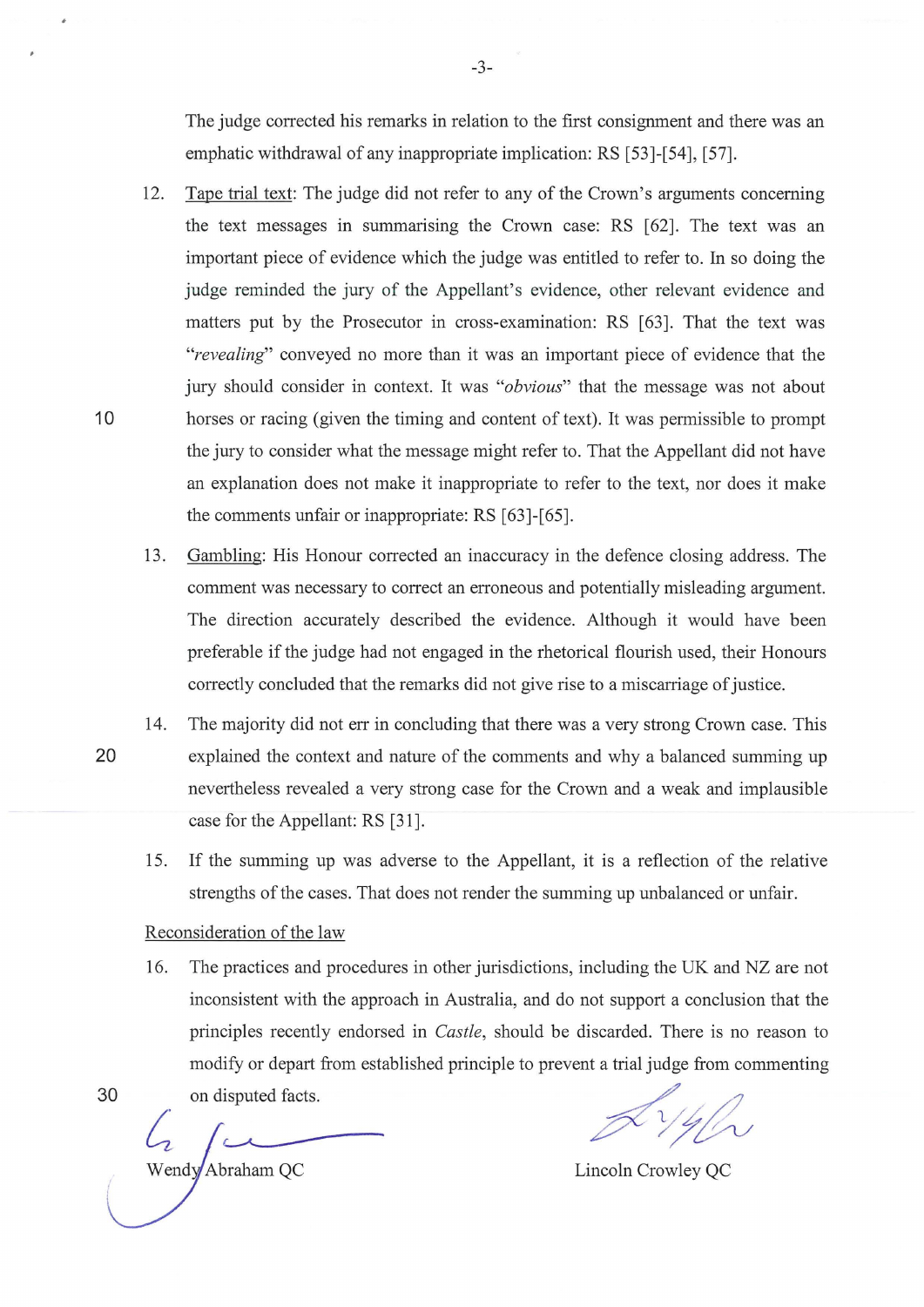The judge corrected his remarks in relation to the first consignment and there was an emphatic withdrawal of any inappropriate implication: RS [53]-[54], [57].

12. Tape trial text: The judge did not refer to any of the Crown's arguments concerning the text messages in summarising the Crown case: RS [62]. The text was an important piece of evidence which the judge was entitled to refer to. In so doing the judge reminded the jury of the Appellant's evidence, other relevant evidence and matters put by the Prosecutor in cross-examination: RS [63]. That the text was "*revealing*" conveyed no more than it was an important piece of evidence that the jury should consider in context. It was "*obvious*" that the message was not about horses or racing (given the timing and content of text). It was permissible to prompt the jury to consider what the message might refer to. That the Appellant did not have an explanation does not make it inappropriate to refer to the text, nor does it make the comments unfair or inappropriate: RS [63]-[65].

13. Gambling: His Honour corrected an inaccuracy in the defence closing address. The comment was necessary to correct an erroneous and potentially misleading argument. The direction accurately described the evidence. Although it would have been preferable if the judge had not engaged in the rhetorical flourish used, their Honours correctly concluded that the remarks did not give rise to a miscarriage of justice.

14. The majority did not err in concluding that there was a very strong Crown case. This explained the context and nature of the comments and why a balanced summing up nevertheless revealed a very strong case for the Crown and a weak and implausible case for the Appellant: RS [31].

15. If the summing up was adverse to the Appellant, it is a reflection of the relative strengths of the cases. That does not render the summing up unbalanced or unfair.

Reconsideration of the law

16. The practices and procedures in other jurisdictions, including the UK and NZ are not inconsistent with the approach in Australia, and do not support a conclusion that the principles recently endorsed in *Castle*, should be discarded. There is no reason to modify or depart from established principle to prevent a trial judge from commenting on disputed facts.

Wendy Abraham QC

Lincoln Crowley QC